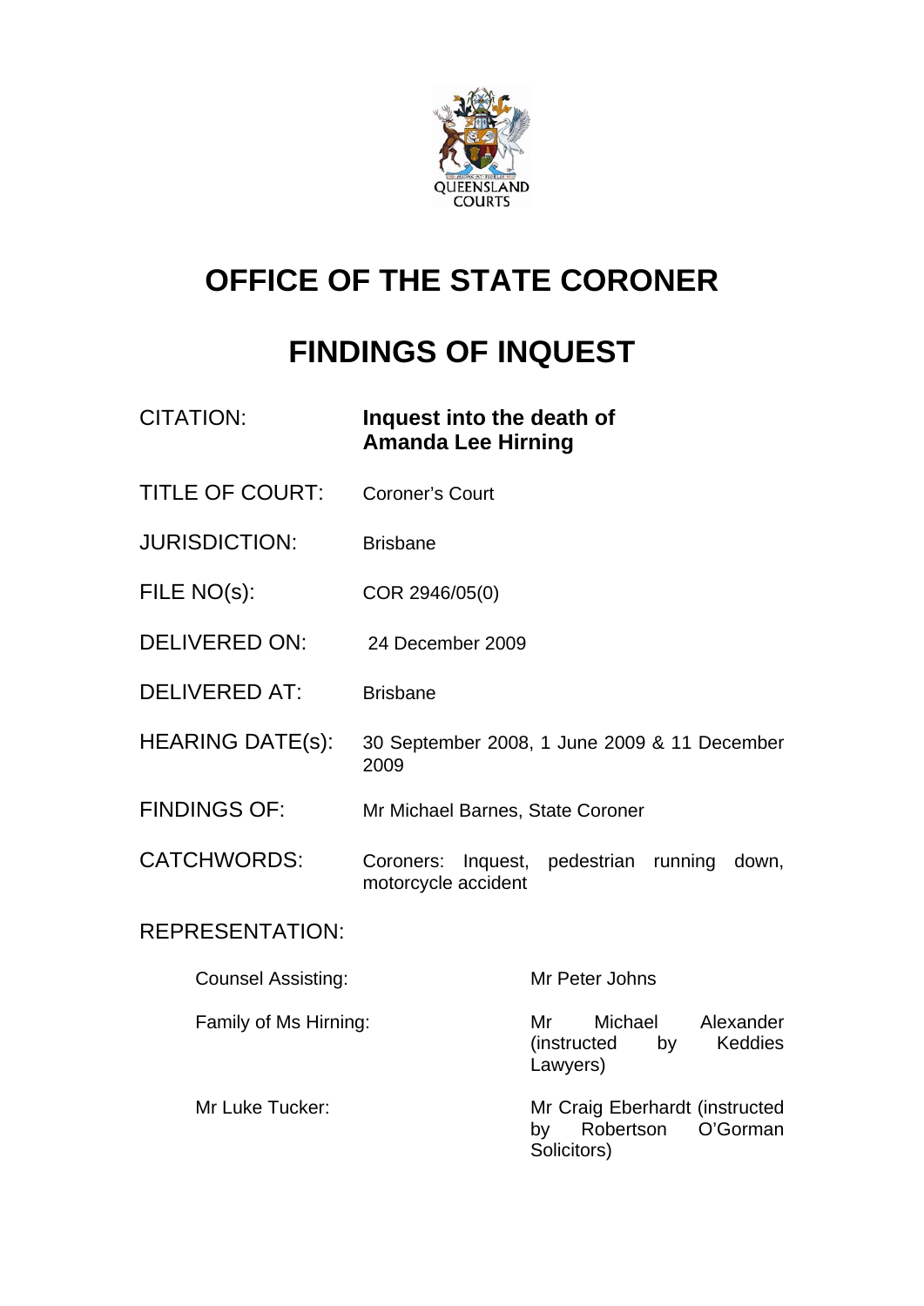QUEENSLAND COURTS

# OFFICE OF THE STATE CORONER

# FINDINGS OF INQUEST

| | |
|---|---|
| CITATION: | **Inquest into the death of Amanda Lee Hirning** |
| TITLE OF COURT: | Coroner's Court |
| JURISDICTION: | Brisbane |
| FILE NO(s): | COR 2946/05(0) |
| DELIVERED ON: | 24 December 2009 |
| DELIVERED AT: | Brisbane |
| HEARING DATE(s): | 30 September 2008, 1 June 2009 & 11 December 2009 |
| FINDINGS OF: | Mr Michael Barnes, State Coroner |
| CATCHWORDS: | Coroners: Inquest, pedestrian running down, motorcycle accident |

REPRESENTATION:

| | |
|---|---|
| Counsel Assisting: | Mr Peter Johns |
| Family of Ms Hirning: | Mr Michael Alexander (instructed by Keddies Lawyers) |
| Mr Luke Tucker: | Mr Craig Eberhardt (instructed by Robertson O'Gorman Solicitors) |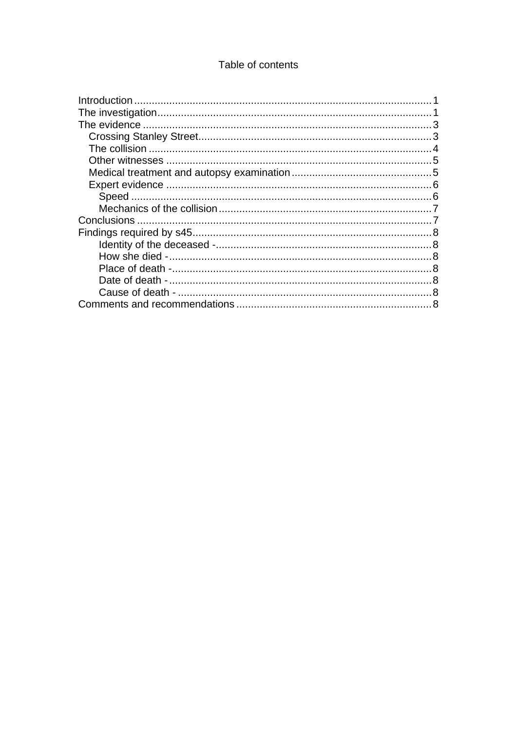Table of contents

- Introduction ..... 1
- The investigation ..... 1
- The evidence ..... 3
  - Crossing Stanley Street ..... 3
  - The collision ..... 4
  - Other witnesses ..... 5
  - Medical treatment and autopsy examination ..... 5
  - Expert evidence ..... 6
    - Speed ..... 6
    - Mechanics of the collision ..... 7
- Conclusions ..... 7
- Findings required by s45 ..... 8
    - Identity of the deceased - ..... 8
    - How she died - ..... 8
    - Place of death - ..... 8
    - Date of death - ..... 8
    - Cause of death - ..... 8
- Comments and recommendations ..... 8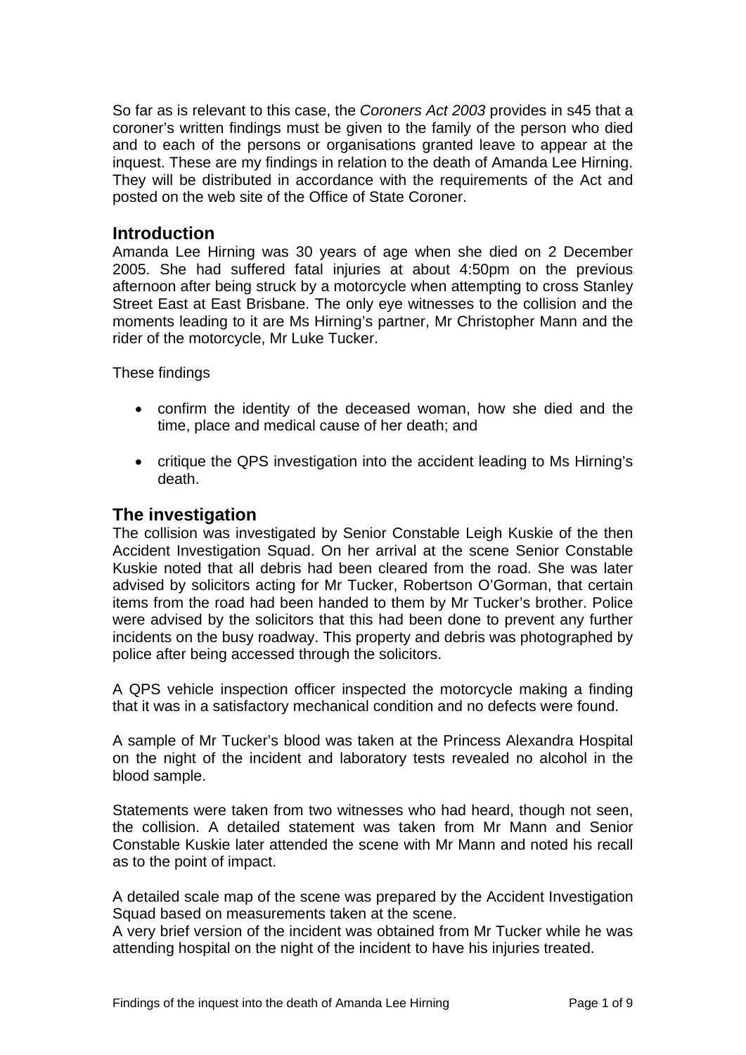So far as is relevant to this case, the *Coroners Act 2003* provides in s45 that a coroner's written findings must be given to the family of the person who died and to each of the persons or organisations granted leave to appear at the inquest. These are my findings in relation to the death of Amanda Lee Hirning. They will be distributed in accordance with the requirements of the Act and posted on the web site of the Office of State Coroner.

## Introduction

Amanda Lee Hirning was 30 years of age when she died on 2 December 2005. She had suffered fatal injuries at about 4:50pm on the previous afternoon after being struck by a motorcycle when attempting to cross Stanley Street East at East Brisbane. The only eye witnesses to the collision and the moments leading to it are Ms Hirning's partner, Mr Christopher Mann and the rider of the motorcycle, Mr Luke Tucker.

These findings

- confirm the identity of the deceased woman, how she died and the time, place and medical cause of her death; and
- critique the QPS investigation into the accident leading to Ms Hirning's death.

## The investigation

The collision was investigated by Senior Constable Leigh Kuskie of the then Accident Investigation Squad. On her arrival at the scene Senior Constable Kuskie noted that all debris had been cleared from the road. She was later advised by solicitors acting for Mr Tucker, Robertson O'Gorman, that certain items from the road had been handed to them by Mr Tucker's brother. Police were advised by the solicitors that this had been done to prevent any further incidents on the busy roadway. This property and debris was photographed by police after being accessed through the solicitors.

A QPS vehicle inspection officer inspected the motorcycle making a finding that it was in a satisfactory mechanical condition and no defects were found.

A sample of Mr Tucker's blood was taken at the Princess Alexandra Hospital on the night of the incident and laboratory tests revealed no alcohol in the blood sample.

Statements were taken from two witnesses who had heard, though not seen, the collision. A detailed statement was taken from Mr Mann and Senior Constable Kuskie later attended the scene with Mr Mann and noted his recall as to the point of impact.

A detailed scale map of the scene was prepared by the Accident Investigation Squad based on measurements taken at the scene.

A very brief version of the incident was obtained from Mr Tucker while he was attending hospital on the night of the incident to have his injuries treated.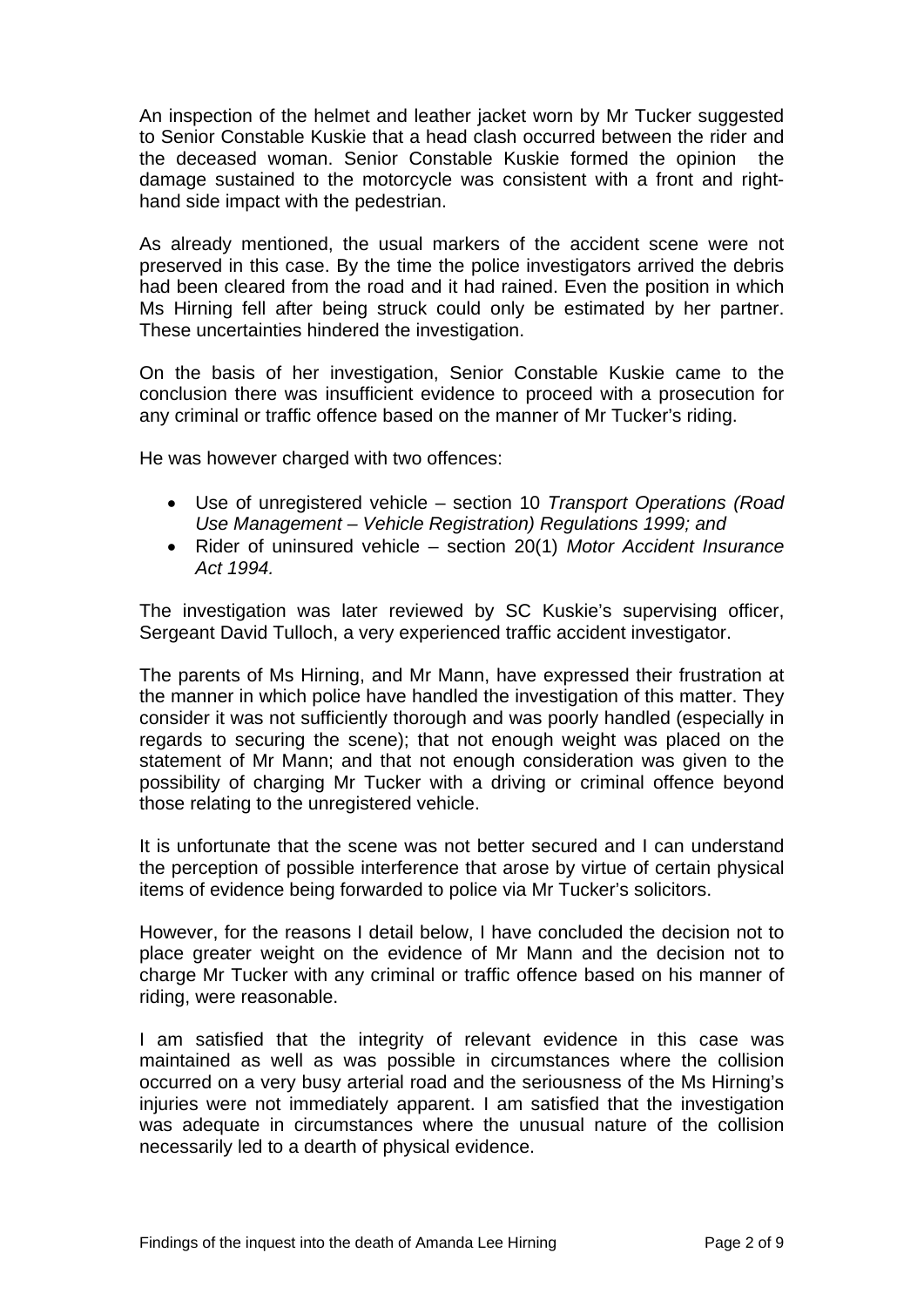An inspection of the helmet and leather jacket worn by Mr Tucker suggested to Senior Constable Kuskie that a head clash occurred between the rider and the deceased woman. Senior Constable Kuskie formed the opinion the damage sustained to the motorcycle was consistent with a front and right-hand side impact with the pedestrian.

As already mentioned, the usual markers of the accident scene were not preserved in this case. By the time the police investigators arrived the debris had been cleared from the road and it had rained. Even the position in which Ms Hirning fell after being struck could only be estimated by her partner. These uncertainties hindered the investigation.

On the basis of her investigation, Senior Constable Kuskie came to the conclusion there was insufficient evidence to proceed with a prosecution for any criminal or traffic offence based on the manner of Mr Tucker's riding.

He was however charged with two offences:

- Use of unregistered vehicle – section 10 *Transport Operations (Road Use Management – Vehicle Registration) Regulations 1999; and*
- Rider of uninsured vehicle – section 20(1) *Motor Accident Insurance Act 1994.*

The investigation was later reviewed by SC Kuskie's supervising officer, Sergeant David Tulloch, a very experienced traffic accident investigator.

The parents of Ms Hirning, and Mr Mann, have expressed their frustration at the manner in which police have handled the investigation of this matter. They consider it was not sufficiently thorough and was poorly handled (especially in regards to securing the scene); that not enough weight was placed on the statement of Mr Mann; and that not enough consideration was given to the possibility of charging Mr Tucker with a driving or criminal offence beyond those relating to the unregistered vehicle.

It is unfortunate that the scene was not better secured and I can understand the perception of possible interference that arose by virtue of certain physical items of evidence being forwarded to police via Mr Tucker's solicitors.

However, for the reasons I detail below, I have concluded the decision not to place greater weight on the evidence of Mr Mann and the decision not to charge Mr Tucker with any criminal or traffic offence based on his manner of riding, were reasonable.

I am satisfied that the integrity of relevant evidence in this case was maintained as well as was possible in circumstances where the collision occurred on a very busy arterial road and the seriousness of the Ms Hirning's injuries were not immediately apparent. I am satisfied that the investigation was adequate in circumstances where the unusual nature of the collision necessarily led to a dearth of physical evidence.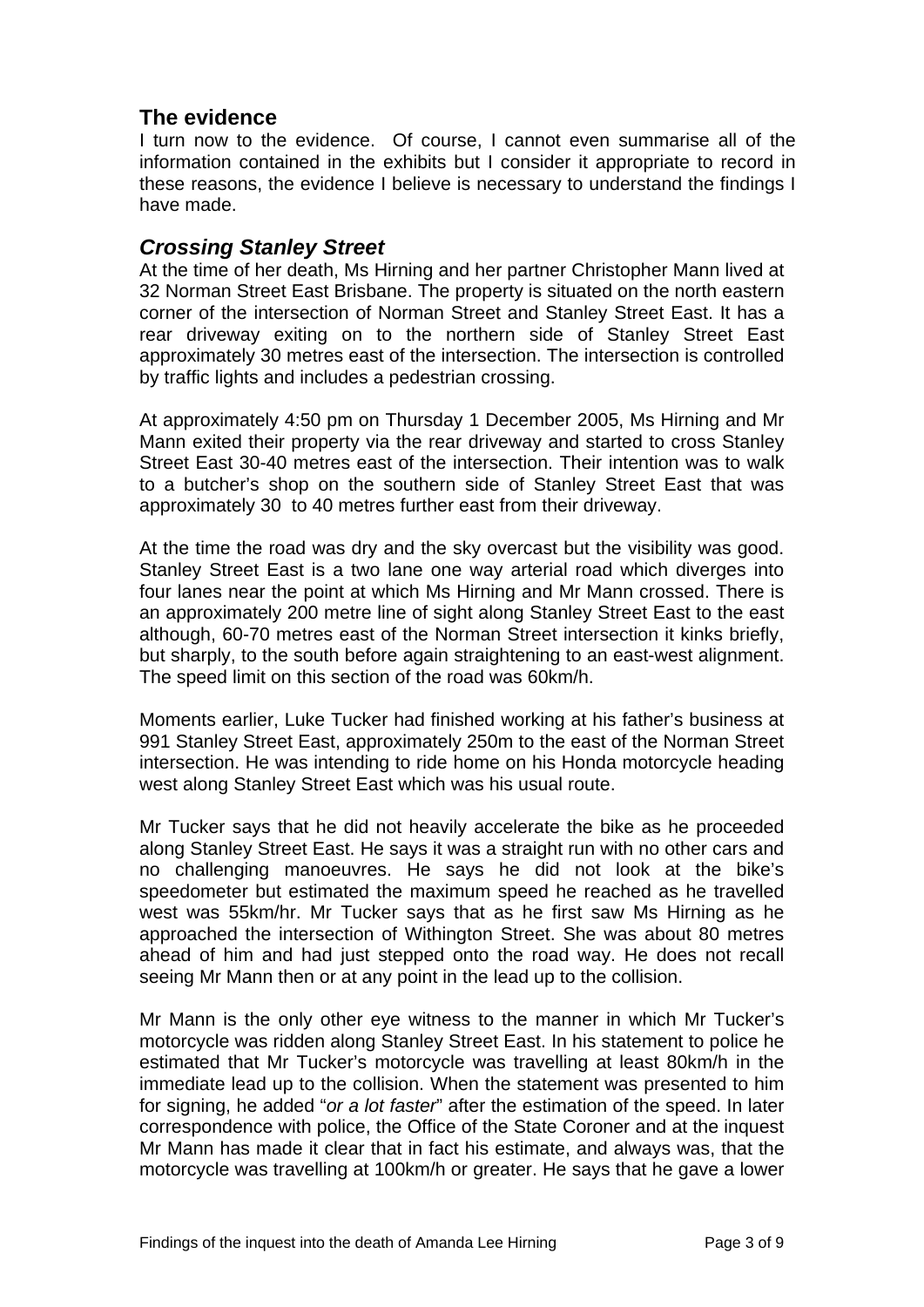## The evidence

I turn now to the evidence. Of course, I cannot even summarise all of the information contained in the exhibits but I consider it appropriate to record in these reasons, the evidence I believe is necessary to understand the findings I have made.

### *Crossing Stanley Street*

At the time of her death, Ms Hirning and her partner Christopher Mann lived at 32 Norman Street East Brisbane. The property is situated on the north eastern corner of the intersection of Norman Street and Stanley Street East. It has a rear driveway exiting on to the northern side of Stanley Street East approximately 30 metres east of the intersection. The intersection is controlled by traffic lights and includes a pedestrian crossing.

At approximately 4:50 pm on Thursday 1 December 2005, Ms Hirning and Mr Mann exited their property via the rear driveway and started to cross Stanley Street East 30-40 metres east of the intersection. Their intention was to walk to a butcher's shop on the southern side of Stanley Street East that was approximately 30 to 40 metres further east from their driveway.

At the time the road was dry and the sky overcast but the visibility was good. Stanley Street East is a two lane one way arterial road which diverges into four lanes near the point at which Ms Hirning and Mr Mann crossed. There is an approximately 200 metre line of sight along Stanley Street East to the east although, 60-70 metres east of the Norman Street intersection it kinks briefly, but sharply, to the south before again straightening to an east-west alignment. The speed limit on this section of the road was 60km/h.

Moments earlier, Luke Tucker had finished working at his father's business at 991 Stanley Street East, approximately 250m to the east of the Norman Street intersection. He was intending to ride home on his Honda motorcycle heading west along Stanley Street East which was his usual route.

Mr Tucker says that he did not heavily accelerate the bike as he proceeded along Stanley Street East. He says it was a straight run with no other cars and no challenging manoeuvres. He says he did not look at the bike's speedometer but estimated the maximum speed he reached as he travelled west was 55km/hr. Mr Tucker says that as he first saw Ms Hirning as he approached the intersection of Withington Street. She was about 80 metres ahead of him and had just stepped onto the road way. He does not recall seeing Mr Mann then or at any point in the lead up to the collision.

Mr Mann is the only other eye witness to the manner in which Mr Tucker's motorcycle was ridden along Stanley Street East. In his statement to police he estimated that Mr Tucker's motorcycle was travelling at least 80km/h in the immediate lead up to the collision. When the statement was presented to him for signing, he added "*or a lot faster*" after the estimation of the speed. In later correspondence with police, the Office of the State Coroner and at the inquest Mr Mann has made it clear that in fact his estimate, and always was, that the motorcycle was travelling at 100km/h or greater. He says that he gave a lower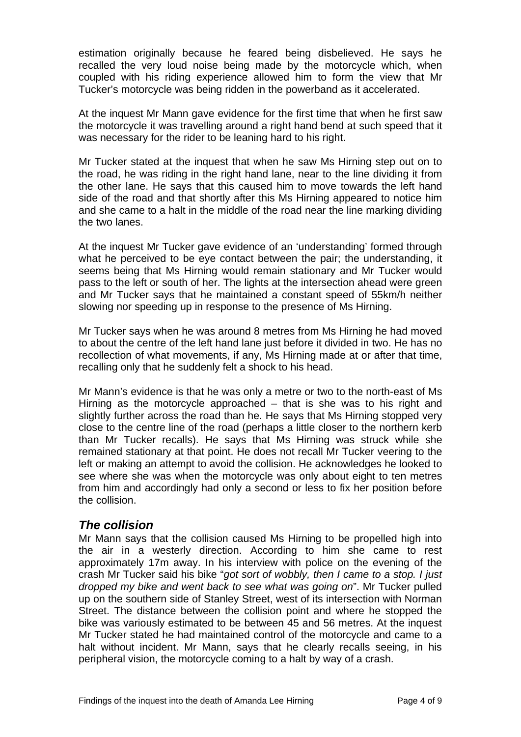estimation originally because he feared being disbelieved. He says he recalled the very loud noise being made by the motorcycle which, when coupled with his riding experience allowed him to form the view that Mr Tucker's motorcycle was being ridden in the powerband as it accelerated.

At the inquest Mr Mann gave evidence for the first time that when he first saw the motorcycle it was travelling around a right hand bend at such speed that it was necessary for the rider to be leaning hard to his right.

Mr Tucker stated at the inquest that when he saw Ms Hirning step out on to the road, he was riding in the right hand lane, near to the line dividing it from the other lane. He says that this caused him to move towards the left hand side of the road and that shortly after this Ms Hirning appeared to notice him and she came to a halt in the middle of the road near the line marking dividing the two lanes.

At the inquest Mr Tucker gave evidence of an 'understanding' formed through what he perceived to be eye contact between the pair; the understanding, it seems being that Ms Hirning would remain stationary and Mr Tucker would pass to the left or south of her. The lights at the intersection ahead were green and Mr Tucker says that he maintained a constant speed of 55km/h neither slowing nor speeding up in response to the presence of Ms Hirning.

Mr Tucker says when he was around 8 metres from Ms Hirning he had moved to about the centre of the left hand lane just before it divided in two. He has no recollection of what movements, if any, Ms Hirning made at or after that time, recalling only that he suddenly felt a shock to his head.

Mr Mann's evidence is that he was only a metre or two to the north-east of Ms Hirning as the motorcycle approached – that is she was to his right and slightly further across the road than he. He says that Ms Hirning stopped very close to the centre line of the road (perhaps a little closer to the northern kerb than Mr Tucker recalls). He says that Ms Hirning was struck while she remained stationary at that point. He does not recall Mr Tucker veering to the left or making an attempt to avoid the collision. He acknowledges he looked to see where she was when the motorcycle was only about eight to ten metres from him and accordingly had only a second or less to fix her position before the collision.

## *The collision*

Mr Mann says that the collision caused Ms Hirning to be propelled high into the air in a westerly direction. According to him she came to rest approximately 17m away. In his interview with police on the evening of the crash Mr Tucker said his bike "*got sort of wobbly, then I came to a stop. I just dropped my bike and went back to see what was going on*". Mr Tucker pulled up on the southern side of Stanley Street, west of its intersection with Norman Street. The distance between the collision point and where he stopped the bike was variously estimated to be between 45 and 56 metres. At the inquest Mr Tucker stated he had maintained control of the motorcycle and came to a halt without incident. Mr Mann, says that he clearly recalls seeing, in his peripheral vision, the motorcycle coming to a halt by way of a crash.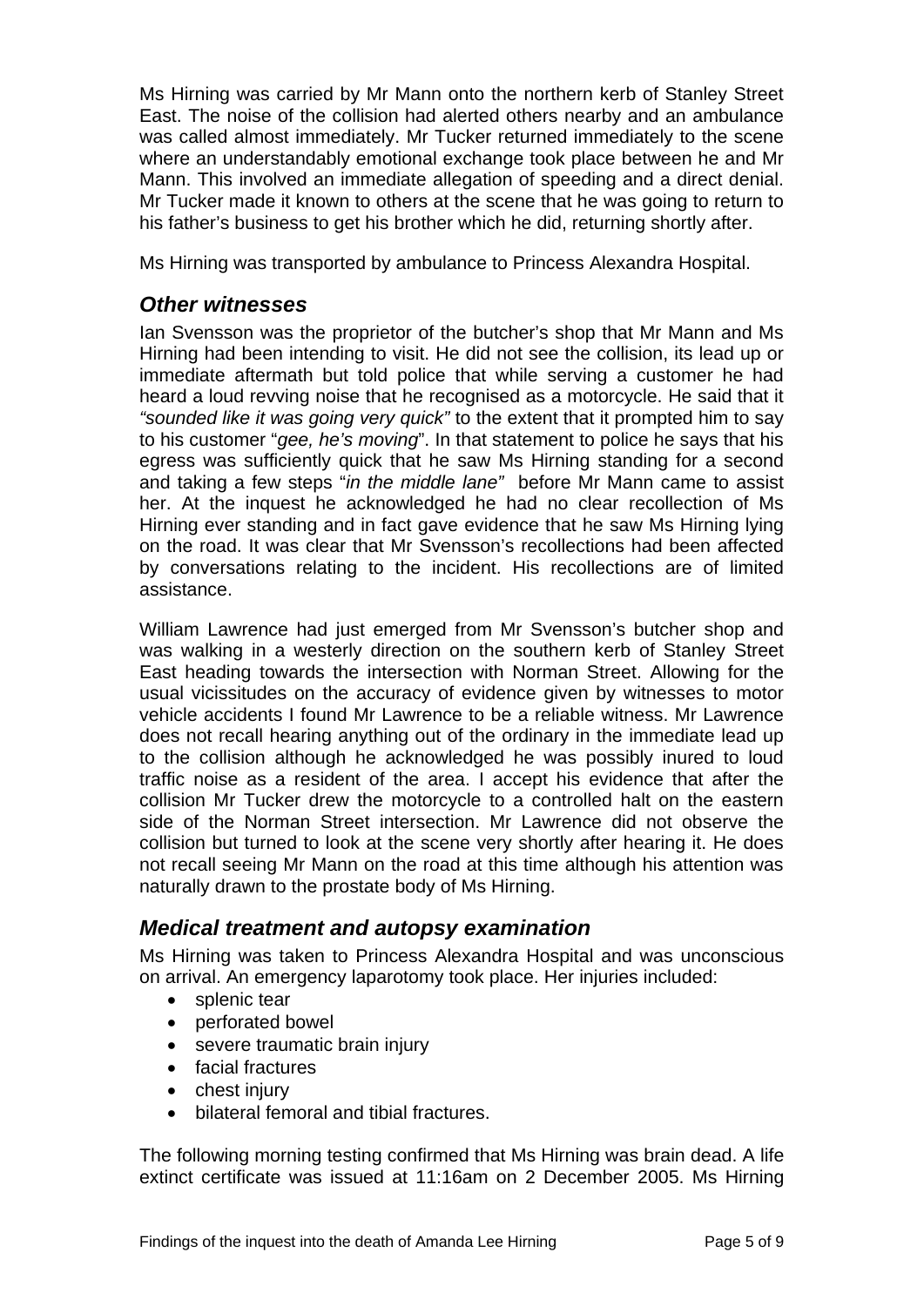Ms Hirning was carried by Mr Mann onto the northern kerb of Stanley Street East. The noise of the collision had alerted others nearby and an ambulance was called almost immediately. Mr Tucker returned immediately to the scene where an understandably emotional exchange took place between he and Mr Mann. This involved an immediate allegation of speeding and a direct denial. Mr Tucker made it known to others at the scene that he was going to return to his father's business to get his brother which he did, returning shortly after.

Ms Hirning was transported by ambulance to Princess Alexandra Hospital.

## *Other witnesses*

Ian Svensson was the proprietor of the butcher's shop that Mr Mann and Ms Hirning had been intending to visit. He did not see the collision, its lead up or immediate aftermath but told police that while serving a customer he had heard a loud revving noise that he recognised as a motorcycle. He said that it *"sounded like it was going very quick"* to the extent that it prompted him to say to his customer "*gee, he's moving*". In that statement to police he says that his egress was sufficiently quick that he saw Ms Hirning standing for a second and taking a few steps "*in the middle lane"* before Mr Mann came to assist her. At the inquest he acknowledged he had no clear recollection of Ms Hirning ever standing and in fact gave evidence that he saw Ms Hirning lying on the road. It was clear that Mr Svensson's recollections had been affected by conversations relating to the incident. His recollections are of limited assistance.

William Lawrence had just emerged from Mr Svensson's butcher shop and was walking in a westerly direction on the southern kerb of Stanley Street East heading towards the intersection with Norman Street. Allowing for the usual vicissitudes on the accuracy of evidence given by witnesses to motor vehicle accidents I found Mr Lawrence to be a reliable witness. Mr Lawrence does not recall hearing anything out of the ordinary in the immediate lead up to the collision although he acknowledged he was possibly inured to loud traffic noise as a resident of the area. I accept his evidence that after the collision Mr Tucker drew the motorcycle to a controlled halt on the eastern side of the Norman Street intersection. Mr Lawrence did not observe the collision but turned to look at the scene very shortly after hearing it. He does not recall seeing Mr Mann on the road at this time although his attention was naturally drawn to the prostate body of Ms Hirning.

## *Medical treatment and autopsy examination*

Ms Hirning was taken to Princess Alexandra Hospital and was unconscious on arrival. An emergency laparotomy took place. Her injuries included:

- splenic tear
- perforated bowel
- severe traumatic brain injury
- facial fractures
- chest injury
- bilateral femoral and tibial fractures.

The following morning testing confirmed that Ms Hirning was brain dead. A life extinct certificate was issued at 11:16am on 2 December 2005. Ms Hirning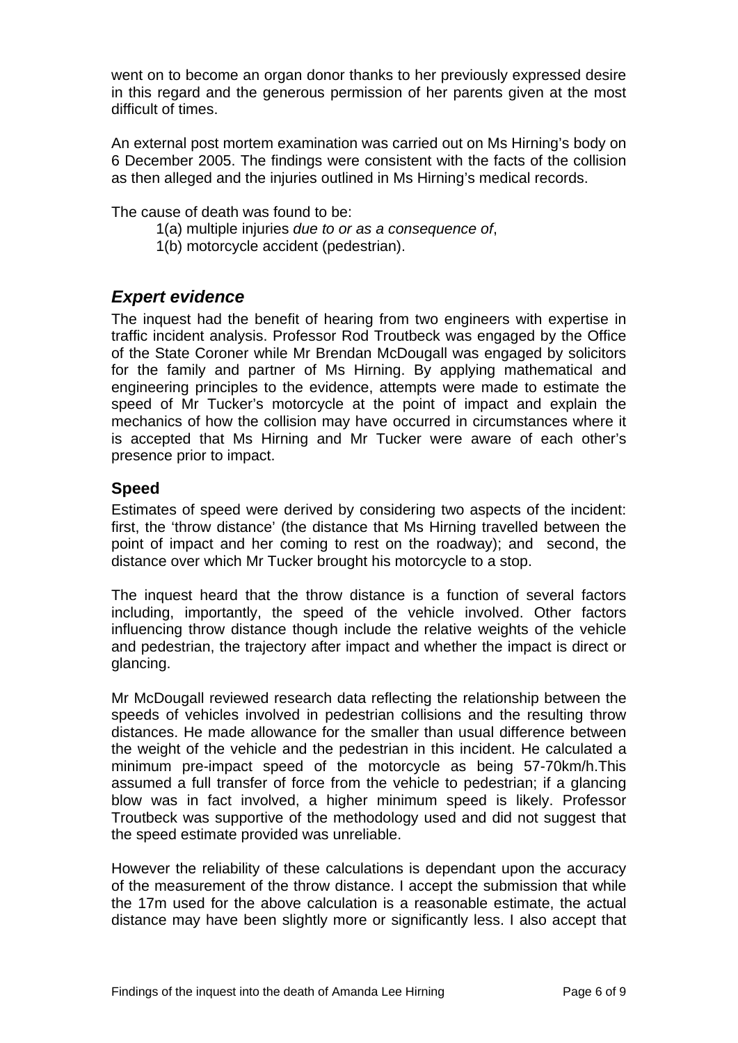went on to become an organ donor thanks to her previously expressed desire in this regard and the generous permission of her parents given at the most difficult of times.

An external post mortem examination was carried out on Ms Hirning's body on 6 December 2005. The findings were consistent with the facts of the collision as then alleged and the injuries outlined in Ms Hirning's medical records.

The cause of death was found to be:

1(a) multiple injuries *due to or as a consequence of*,
1(b) motorcycle accident (pedestrian).

## *Expert evidence*

The inquest had the benefit of hearing from two engineers with expertise in traffic incident analysis. Professor Rod Troutbeck was engaged by the Office of the State Coroner while Mr Brendan McDougall was engaged by solicitors for the family and partner of Ms Hirning. By applying mathematical and engineering principles to the evidence, attempts were made to estimate the speed of Mr Tucker's motorcycle at the point of impact and explain the mechanics of how the collision may have occurred in circumstances where it is accepted that Ms Hirning and Mr Tucker were aware of each other's presence prior to impact.

### Speed

Estimates of speed were derived by considering two aspects of the incident: first, the 'throw distance' (the distance that Ms Hirning travelled between the point of impact and her coming to rest on the roadway); and second, the distance over which Mr Tucker brought his motorcycle to a stop.

The inquest heard that the throw distance is a function of several factors including, importantly, the speed of the vehicle involved. Other factors influencing throw distance though include the relative weights of the vehicle and pedestrian, the trajectory after impact and whether the impact is direct or glancing.

Mr McDougall reviewed research data reflecting the relationship between the speeds of vehicles involved in pedestrian collisions and the resulting throw distances. He made allowance for the smaller than usual difference between the weight of the vehicle and the pedestrian in this incident. He calculated a minimum pre-impact speed of the motorcycle as being 57-70km/h.This assumed a full transfer of force from the vehicle to pedestrian; if a glancing blow was in fact involved, a higher minimum speed is likely. Professor Troutbeck was supportive of the methodology used and did not suggest that the speed estimate provided was unreliable.

However the reliability of these calculations is dependant upon the accuracy of the measurement of the throw distance. I accept the submission that while the 17m used for the above calculation is a reasonable estimate, the actual distance may have been slightly more or significantly less. I also accept that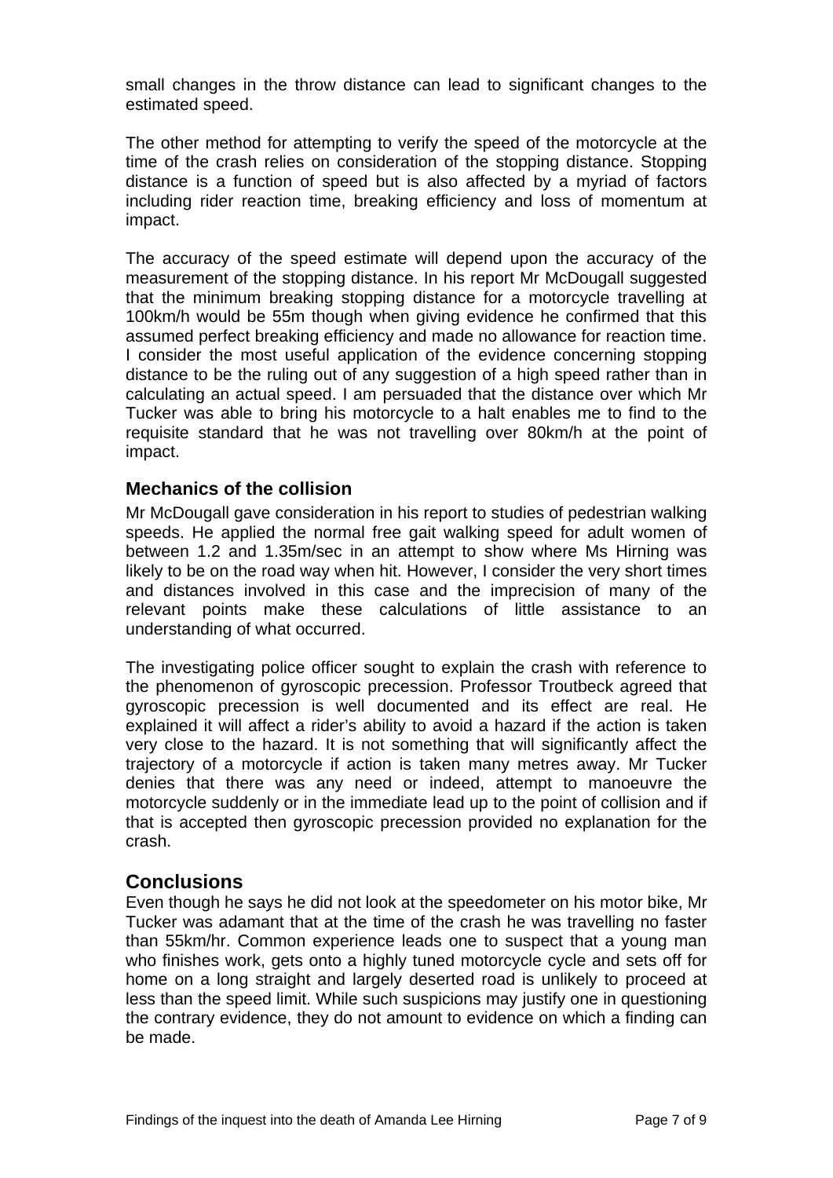small changes in the throw distance can lead to significant changes to the estimated speed.

The other method for attempting to verify the speed of the motorcycle at the time of the crash relies on consideration of the stopping distance. Stopping distance is a function of speed but is also affected by a myriad of factors including rider reaction time, breaking efficiency and loss of momentum at impact.

The accuracy of the speed estimate will depend upon the accuracy of the measurement of the stopping distance. In his report Mr McDougall suggested that the minimum breaking stopping distance for a motorcycle travelling at 100km/h would be 55m though when giving evidence he confirmed that this assumed perfect breaking efficiency and made no allowance for reaction time. I consider the most useful application of the evidence concerning stopping distance to be the ruling out of any suggestion of a high speed rather than in calculating an actual speed. I am persuaded that the distance over which Mr Tucker was able to bring his motorcycle to a halt enables me to find to the requisite standard that he was not travelling over 80km/h at the point of impact.

### Mechanics of the collision

Mr McDougall gave consideration in his report to studies of pedestrian walking speeds. He applied the normal free gait walking speed for adult women of between 1.2 and 1.35m/sec in an attempt to show where Ms Hirning was likely to be on the road way when hit. However, I consider the very short times and distances involved in this case and the imprecision of many of the relevant points make these calculations of little assistance to an understanding of what occurred.

The investigating police officer sought to explain the crash with reference to the phenomenon of gyroscopic precession. Professor Troutbeck agreed that gyroscopic precession is well documented and its effect are real. He explained it will affect a rider's ability to avoid a hazard if the action is taken very close to the hazard. It is not something that will significantly affect the trajectory of a motorcycle if action is taken many metres away. Mr Tucker denies that there was any need or indeed, attempt to manoeuvre the motorcycle suddenly or in the immediate lead up to the point of collision and if that is accepted then gyroscopic precession provided no explanation for the crash.

## Conclusions

Even though he says he did not look at the speedometer on his motor bike, Mr Tucker was adamant that at the time of the crash he was travelling no faster than 55km/hr. Common experience leads one to suspect that a young man who finishes work, gets onto a highly tuned motorcycle cycle and sets off for home on a long straight and largely deserted road is unlikely to proceed at less than the speed limit. While such suspicions may justify one in questioning the contrary evidence, they do not amount to evidence on which a finding can be made.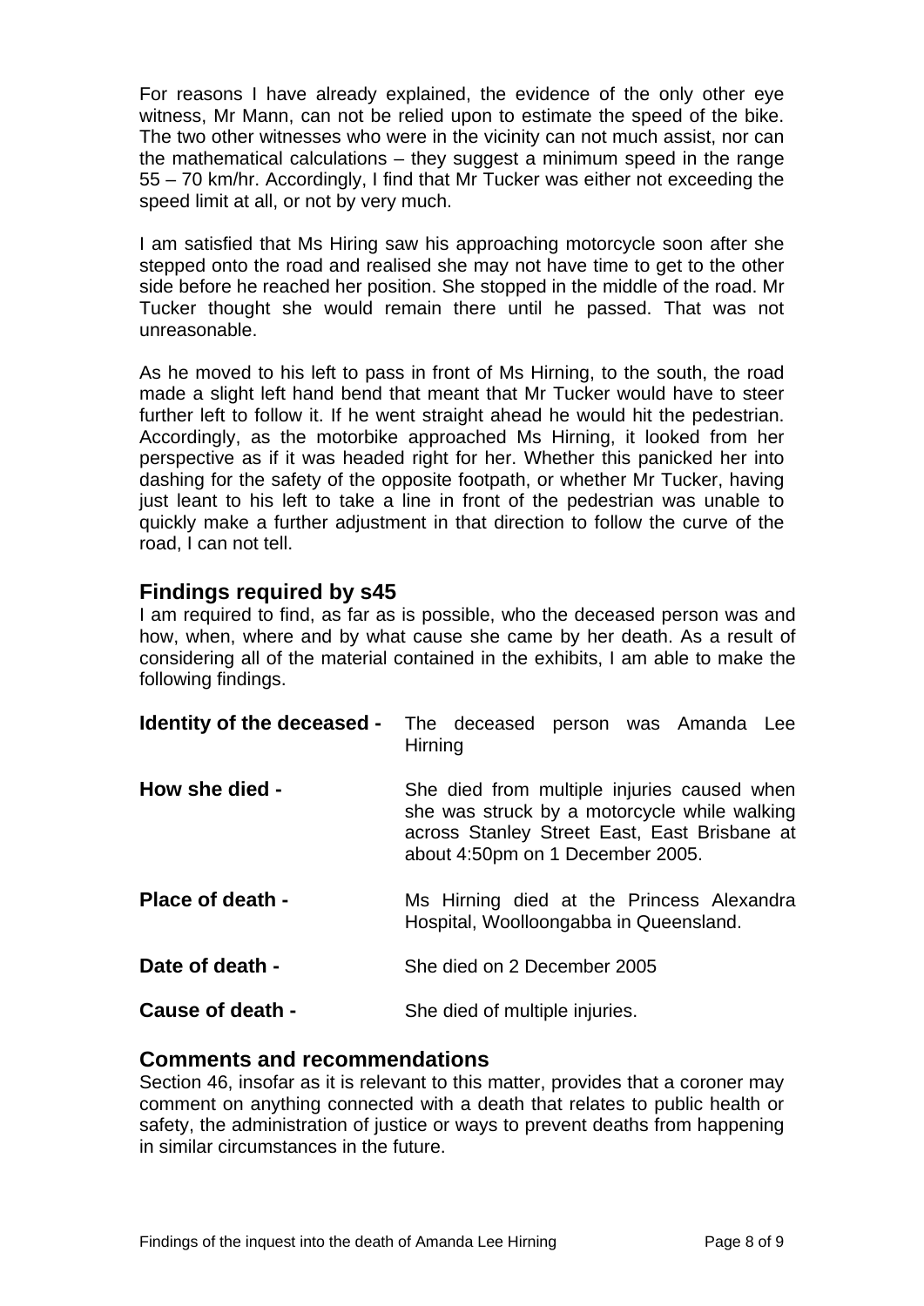For reasons I have already explained, the evidence of the only other eye witness, Mr Mann, can not be relied upon to estimate the speed of the bike. The two other witnesses who were in the vicinity can not much assist, nor can the mathematical calculations – they suggest a minimum speed in the range 55 – 70 km/hr. Accordingly, I find that Mr Tucker was either not exceeding the speed limit at all, or not by very much.

I am satisfied that Ms Hiring saw his approaching motorcycle soon after she stepped onto the road and realised she may not have time to get to the other side before he reached her position. She stopped in the middle of the road. Mr Tucker thought she would remain there until he passed. That was not unreasonable.

As he moved to his left to pass in front of Ms Hirning, to the south, the road made a slight left hand bend that meant that Mr Tucker would have to steer further left to follow it. If he went straight ahead he would hit the pedestrian. Accordingly, as the motorbike approached Ms Hirning, it looked from her perspective as if it was headed right for her. Whether this panicked her into dashing for the safety of the opposite footpath, or whether Mr Tucker, having just leant to his left to take a line in front of the pedestrian was unable to quickly make a further adjustment in that direction to follow the curve of the road, I can not tell.

## Findings required by s45

I am required to find, as far as is possible, who the deceased person was and how, when, where and by what cause she came by her death. As a result of considering all of the material contained in the exhibits, I am able to make the following findings.

**Identity of the deceased -** The deceased person was Amanda Lee Hirning

**How she died -** She died from multiple injuries caused when she was struck by a motorcycle while walking across Stanley Street East, East Brisbane at about 4:50pm on 1 December 2005.

**Place of death -** Ms Hirning died at the Princess Alexandra Hospital, Woolloongabba in Queensland.

**Date of death -** She died on 2 December 2005

**Cause of death -** She died of multiple injuries.

## Comments and recommendations

Section 46, insofar as it is relevant to this matter, provides that a coroner may comment on anything connected with a death that relates to public health or safety, the administration of justice or ways to prevent deaths from happening in similar circumstances in the future.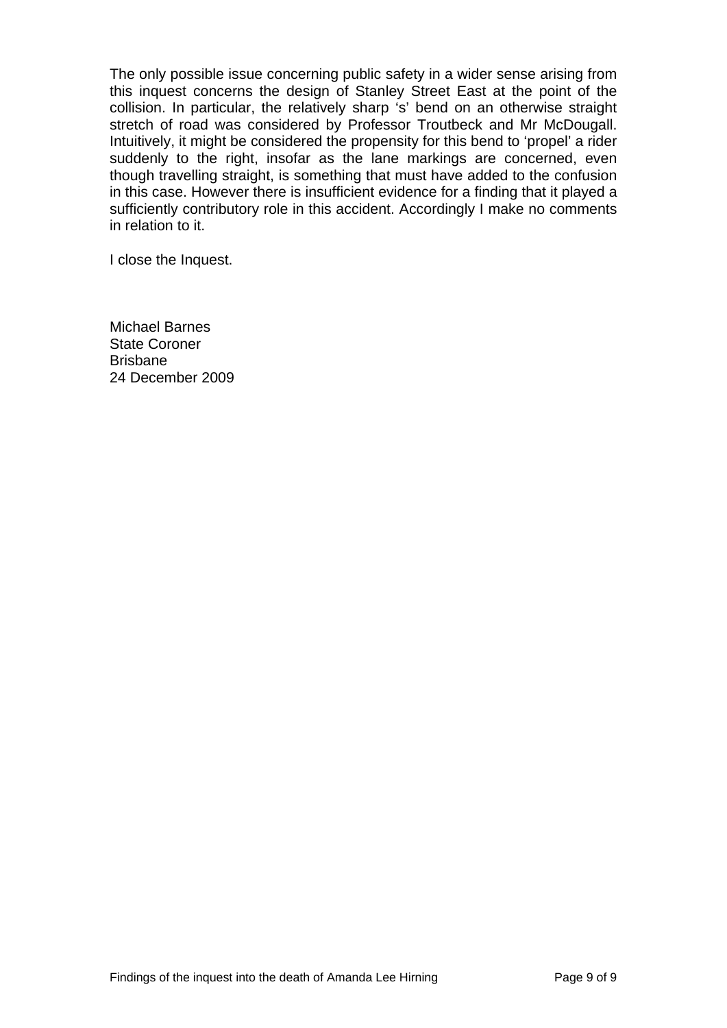The only possible issue concerning public safety in a wider sense arising from this inquest concerns the design of Stanley Street East at the point of the collision. In particular, the relatively sharp 's' bend on an otherwise straight stretch of road was considered by Professor Troutbeck and Mr McDougall. Intuitively, it might be considered the propensity for this bend to 'propel' a rider suddenly to the right, insofar as the lane markings are concerned, even though travelling straight, is something that must have added to the confusion in this case. However there is insufficient evidence for a finding that it played a sufficiently contributory role in this accident. Accordingly I make no comments in relation to it.

I close the Inquest.

Michael Barnes
State Coroner
Brisbane
24 December 2009